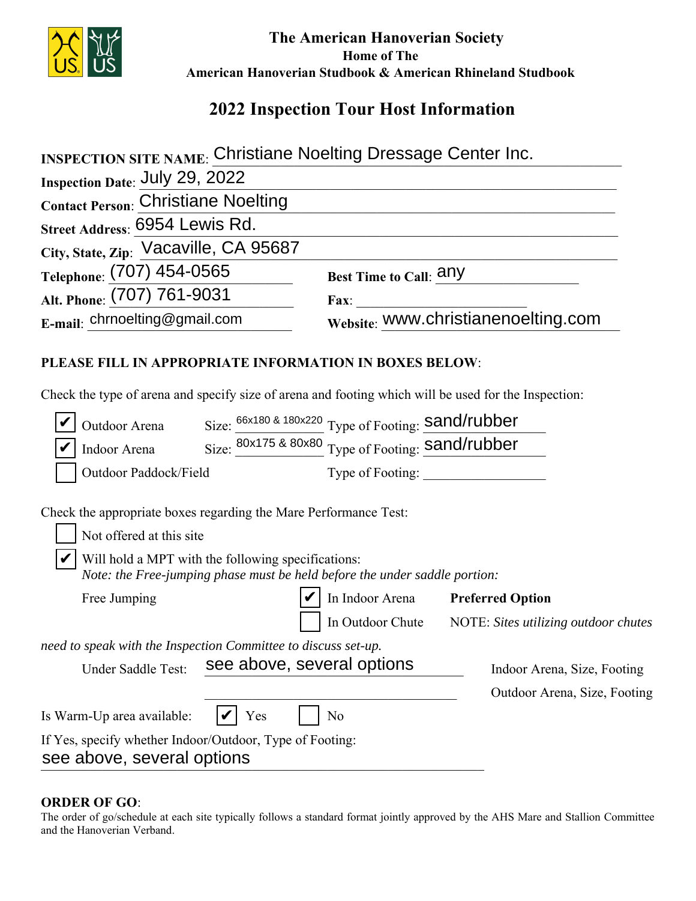**The American Hanoverian Society**
**Home of The**
**American Hanoverian Studbook & American Rhineland Studbook**

# 2022 Inspection Tour Host Information

**INSPECTION SITE NAME**: Christiane Noelting Dressage Center Inc.

**Inspection Date**: July 29, 2022

**Contact Person**: Christiane Noelting

**Street Address**: 6954 Lewis Rd.

**City, State, Zip**: Vacaville, CA 95687

**Telephone**: (707) 454-0565 **Best Time to Call**: any

**Alt. Phone**: (707) 761-9031 **Fax**: ____________

**E-mail**: chrnoelting@gmail.com **Website**: www.christianenoelting.com

**PLEASE FILL IN APPROPRIATE INFORMATION IN BOXES BELOW**:

Check the type of arena and specify size of arena and footing which will be used for the Inspection:

- [x] Outdoor Arena Size: 66x180 & 180x220 Type of Footing: sand/rubber
- [x] Indoor Arena Size: 80x175 & 80x80 Type of Footing: sand/rubber
- [ ] Outdoor Paddock/Field Type of Footing: ____________

Check the appropriate boxes regarding the Mare Performance Test:

- [ ] Not offered at this site
- [x] Will hold a MPT with the following specifications:
  *Note: the Free-jumping phase must be held before the under saddle portion:*

Free Jumping
- [x] In Indoor Arena **Preferred Option**
- [ ] In Outdoor Chute NOTE: *Sites utilizing outdoor chutes need to speak with the Inspection Committee to discuss set-up.*

Under Saddle Test: see above, several options (Indoor Arena, Size, Footing / Outdoor Arena, Size, Footing)

Is Warm-Up area available: [x] Yes [ ] No

If Yes, specify whether Indoor/Outdoor, Type of Footing:
see above, several options

**ORDER OF GO**:
The order of go/schedule at each site typically follows a standard format jointly approved by the AHS Mare and Stallion Committee and the Hanoverian Verband.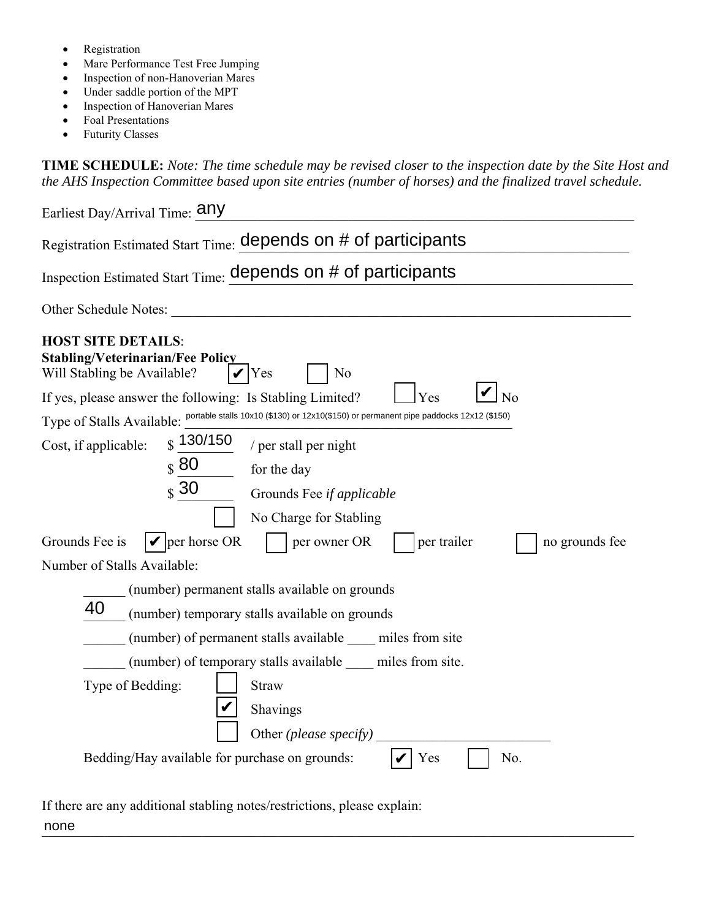- Registration
- Mare Performance Test Free Jumping
- Inspection of non-Hanoverian Mares
- Under saddle portion of the MPT
- Inspection of Hanoverian Mares
- Foal Presentations
- Futurity Classes

**TIME SCHEDULE:** *Note: The time schedule may be revised closer to the inspection date by the Site Host and the AHS Inspection Committee based upon site entries (number of horses) and the finalized travel schedule.*

Earliest Day/Arrival Time: any

Registration Estimated Start Time: depends on # of participants

Inspection Estimated Start Time: depends on # of participants

Other Schedule Notes: ____________________

**HOST SITE DETAILS**:

**Stabling/Veterinarian/Fee Policy**

Will Stabling be Available? ☑ Yes ☐ No

If yes, please answer the following: Is Stabling Limited? ☐ Yes ☑ No

Type of Stalls Available: portable stalls 10x10 ($130) or 12x10($150) or permanent pipe paddocks 12x12 ($150)

Cost, if applicable:

$ 130/150 / per stall per night

$ 80 for the day

$ 30 Grounds Fee *if applicable*

☐ No Charge for Stabling

Grounds Fee is ☑ per horse OR ☐ per owner OR ☐ per trailer ☐ no grounds fee

Number of Stalls Available:

______ (number) permanent stalls available on grounds

40 (number) temporary stalls available on grounds

______ (number) of permanent stalls available ____ miles from site

______ (number) of temporary stalls available ____ miles from site.

Type of Bedding:

☐ Straw

☑ Shavings

☐ Other *(please specify)* ____________________

Bedding/Hay available for purchase on grounds: ☑ Yes ☐ No.

If there are any additional stabling notes/restrictions, please explain:

none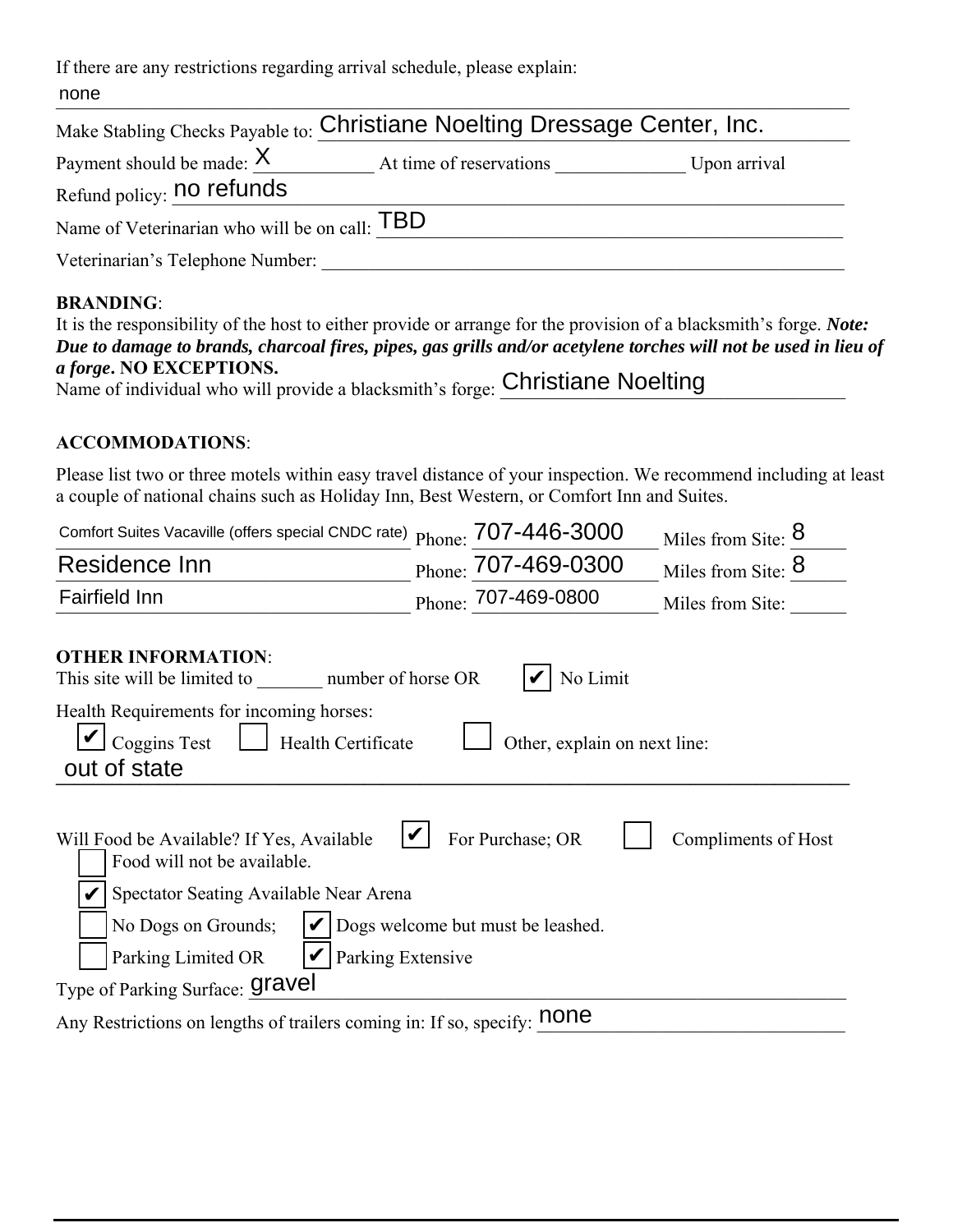If there are any restrictions regarding arrival schedule, please explain:
none

Make Stabling Checks Payable to: Christiane Noelting Dressage Center, Inc.

Payment should be made: X At time of reservations ______________ Upon arrival

Refund policy: no refunds

Name of Veterinarian who will be on call: TBD

Veterinarian's Telephone Number: ______________________________

**BRANDING**:
It is the responsibility of the host to either provide or arrange for the provision of a blacksmith's forge. ***Note: Due to damage to brands, charcoal fires, pipes, gas grills and/or acetylene torches will not be used in lieu of a forge*. NO EXCEPTIONS.**
Name of individual who will provide a blacksmith's forge: Christiane Noelting

**ACCOMMODATIONS**:

Please list two or three motels within easy travel distance of your inspection. We recommend including at least a couple of national chains such as Holiday Inn, Best Western, or Comfort Inn and Suites.

| Motel | Phone | Miles from Site |
|---|---|---|
| Comfort Suites Vacaville (offers special CNDC rate) | 707-446-3000 | 8 |
| Residence Inn | 707-469-0300 | 8 |
| Fairfield Inn | 707-469-0800 | |

**OTHER INFORMATION**:
This site will be limited to _______ number of horse OR ☑ No Limit

Health Requirements for incoming horses:
☑ Coggins Test ☐ Health Certificate ☐ Other, explain on next line:
out of state

Will Food be Available? If Yes, Available ☑ For Purchase; OR ☐ Compliments of Host
☐ Food will not be available.
☑ Spectator Seating Available Near Arena
☐ No Dogs on Grounds; ☑ Dogs welcome but must be leashed.
☐ Parking Limited OR ☑ Parking Extensive

Type of Parking Surface: gravel

Any Restrictions on lengths of trailers coming in: If so, specify: none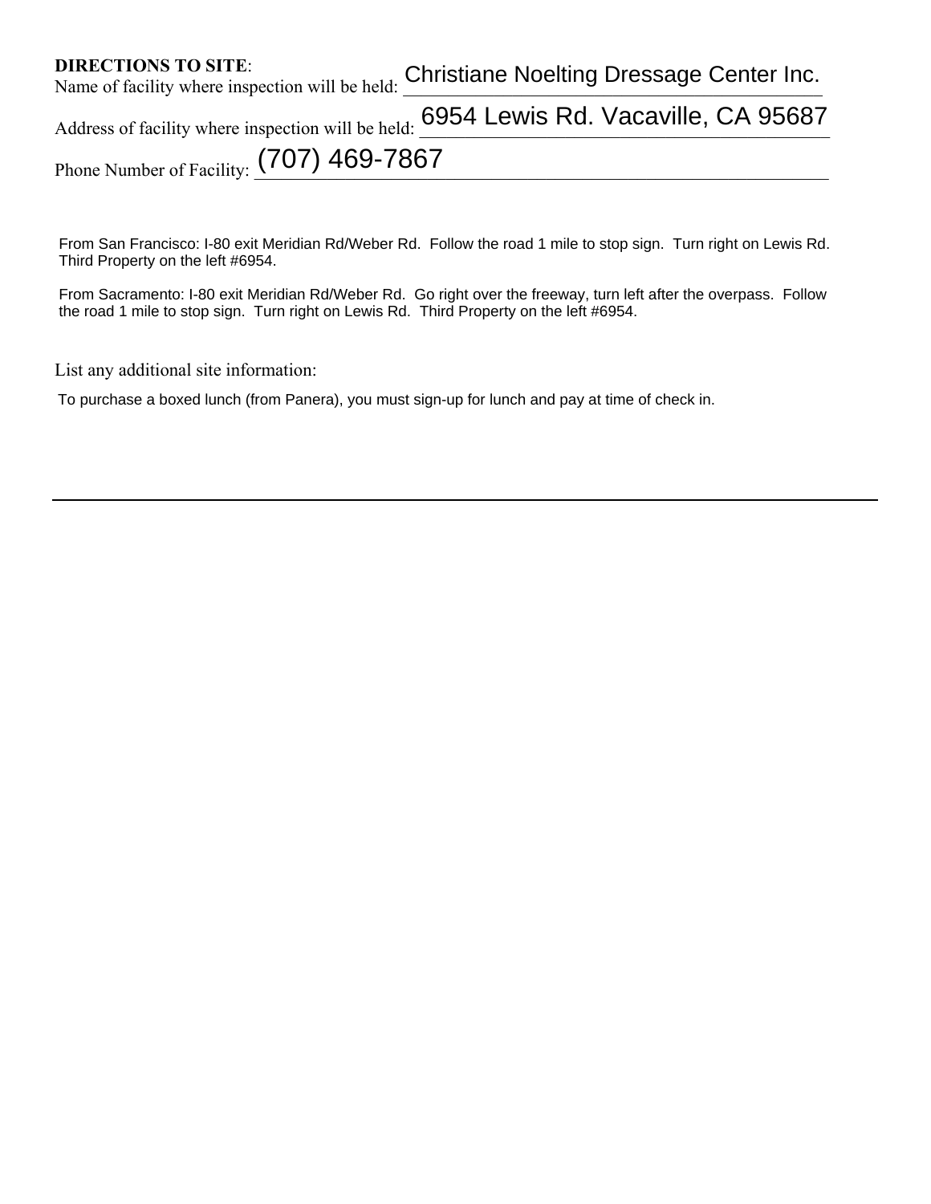**DIRECTIONS TO SITE**:

Name of facility where inspection will be held: Christiane Noelting Dressage Center Inc.

Address of facility where inspection will be held: 6954 Lewis Rd. Vacaville, CA 95687

Phone Number of Facility: (707) 469-7867

From San Francisco: I-80 exit Meridian Rd/Weber Rd. Follow the road 1 mile to stop sign. Turn right on Lewis Rd. Third Property on the left #6954.

From Sacramento: I-80 exit Meridian Rd/Weber Rd. Go right over the freeway, turn left after the overpass. Follow the road 1 mile to stop sign. Turn right on Lewis Rd. Third Property on the left #6954.

List any additional site information:

To purchase a boxed lunch (from Panera), you must sign-up for lunch and pay at time of check in.